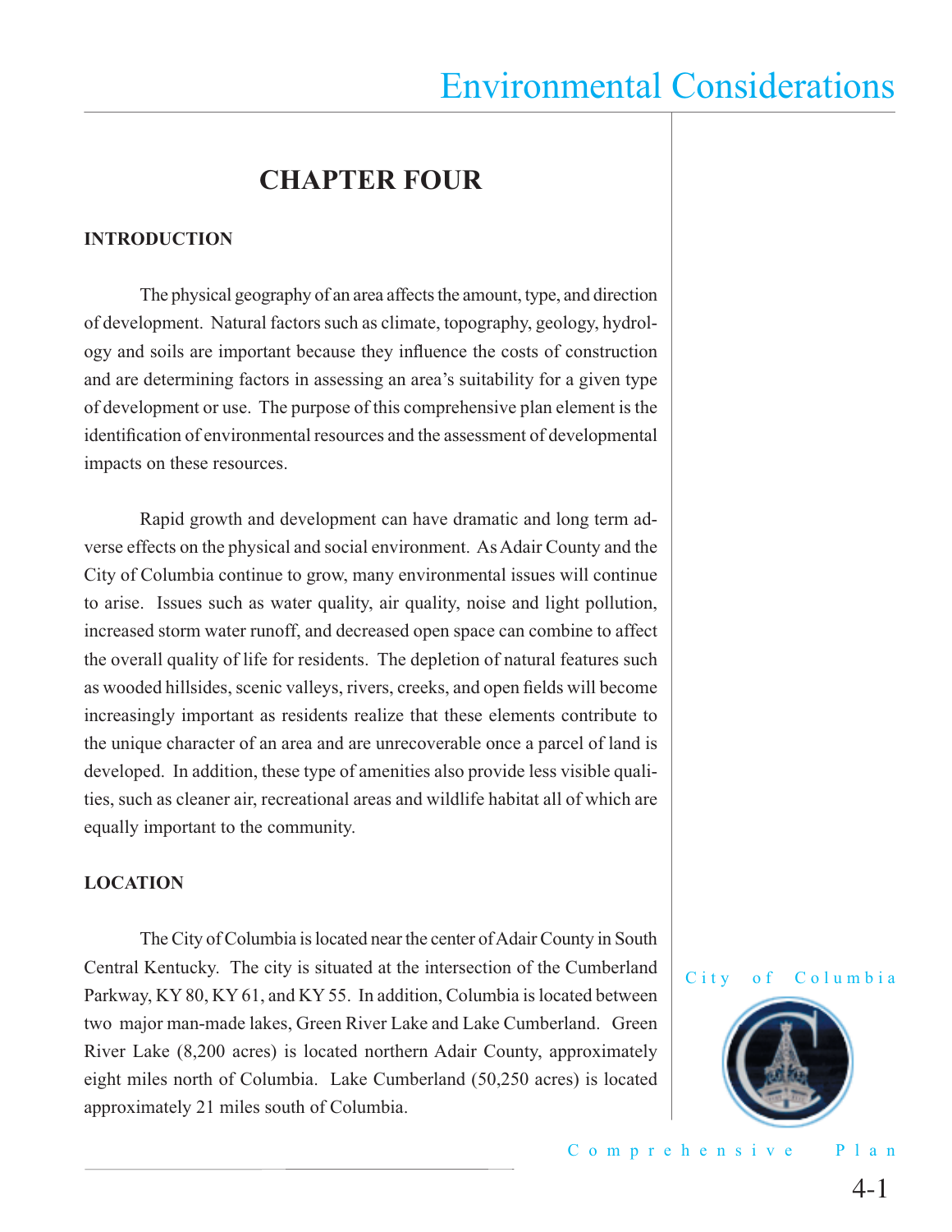# CHAPTER FOUR

## INTRODUCTION

The physical geography of an area affects the amount, type, and direction of development. Natural factors such as climate, topography, geology, hydrology and soils are important because they influence the costs of construction and are determining factors in assessing an area's suitability for a given type of development or use. The purpose of this comprehensive plan element is the identification of environmental resources and the assessment of developmental impacts on these resources.

Rapid growth and development can have dramatic and long term adverse effects on the physical and social environment. As Adair County and the City of Columbia continue to grow, many environmental issues will continue to arise. Issues such as water quality, air quality, noise and light pollution, increased storm water runoff, and decreased open space can combine to affect the overall quality of life for residents. The depletion of natural features such as wooded hillsides, scenic valleys, rivers, creeks, and open fields will become increasingly important as residents realize that these elements contribute to the unique character of an area and are unrecoverable once a parcel of land is developed. In addition, these type of amenities also provide less visible qualities, such as cleaner air, recreational areas and wildlife habitat all of which are equally important to the community.

## LOCATION

The City of Columbia is located near the center of Adair County in South Central Kentucky. The city is situated at the intersection of the Cumberland Parkway, KY 80, KY 61, and KY 55. In addition, Columbia is located between two major man-made lakes, Green River Lake and Lake Cumberland. Green River Lake (8,200 acres) is located northern Adair County, approximately eight miles north of Columbia. Lake Cumberland (50,250 acres) is located approximately 21 miles south of Columbia.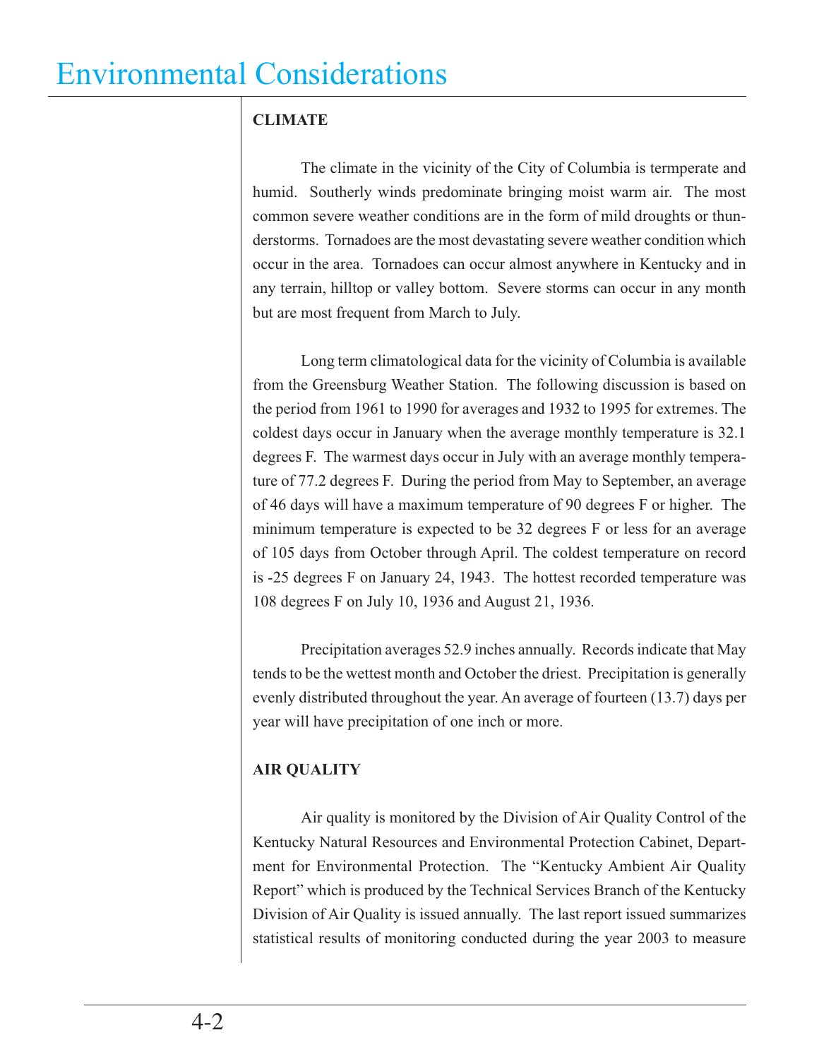# Environmental Considerations

## CLIMATE

The climate in the vicinity of the City of Columbia is termperate and humid. Southerly winds predominate bringing moist warm air. The most common severe weather conditions are in the form of mild droughts or thunderstorms. Tornadoes are the most devastating severe weather condition which occur in the area. Tornadoes can occur almost anywhere in Kentucky and in any terrain, hilltop or valley bottom. Severe storms can occur in any month but are most frequent from March to July.

Long term climatological data for the vicinity of Columbia is available from the Greensburg Weather Station. The following discussion is based on the period from 1961 to 1990 for averages and 1932 to 1995 for extremes. The coldest days occur in January when the average monthly temperature is 32.1 degrees F. The warmest days occur in July with an average monthly temperature of 77.2 degrees F. During the period from May to September, an average of 46 days will have a maximum temperature of 90 degrees F or higher. The minimum temperature is expected to be 32 degrees F or less for an average of 105 days from October through April. The coldest temperature on record is -25 degrees F on January 24, 1943. The hottest recorded temperature was 108 degrees F on July 10, 1936 and August 21, 1936.

Precipitation averages 52.9 inches annually. Records indicate that May tends to be the wettest month and October the driest. Precipitation is generally evenly distributed throughout the year. An average of fourteen (13.7) days per year will have precipitation of one inch or more.

## AIR QUALITY

Air quality is monitored by the Division of Air Quality Control of the Kentucky Natural Resources and Environmental Protection Cabinet, Department for Environmental Protection. The "Kentucky Ambient Air Quality Report" which is produced by the Technical Services Branch of the Kentucky Division of Air Quality is issued annually. The last report issued summarizes statistical results of monitoring conducted during the year 2003 to measure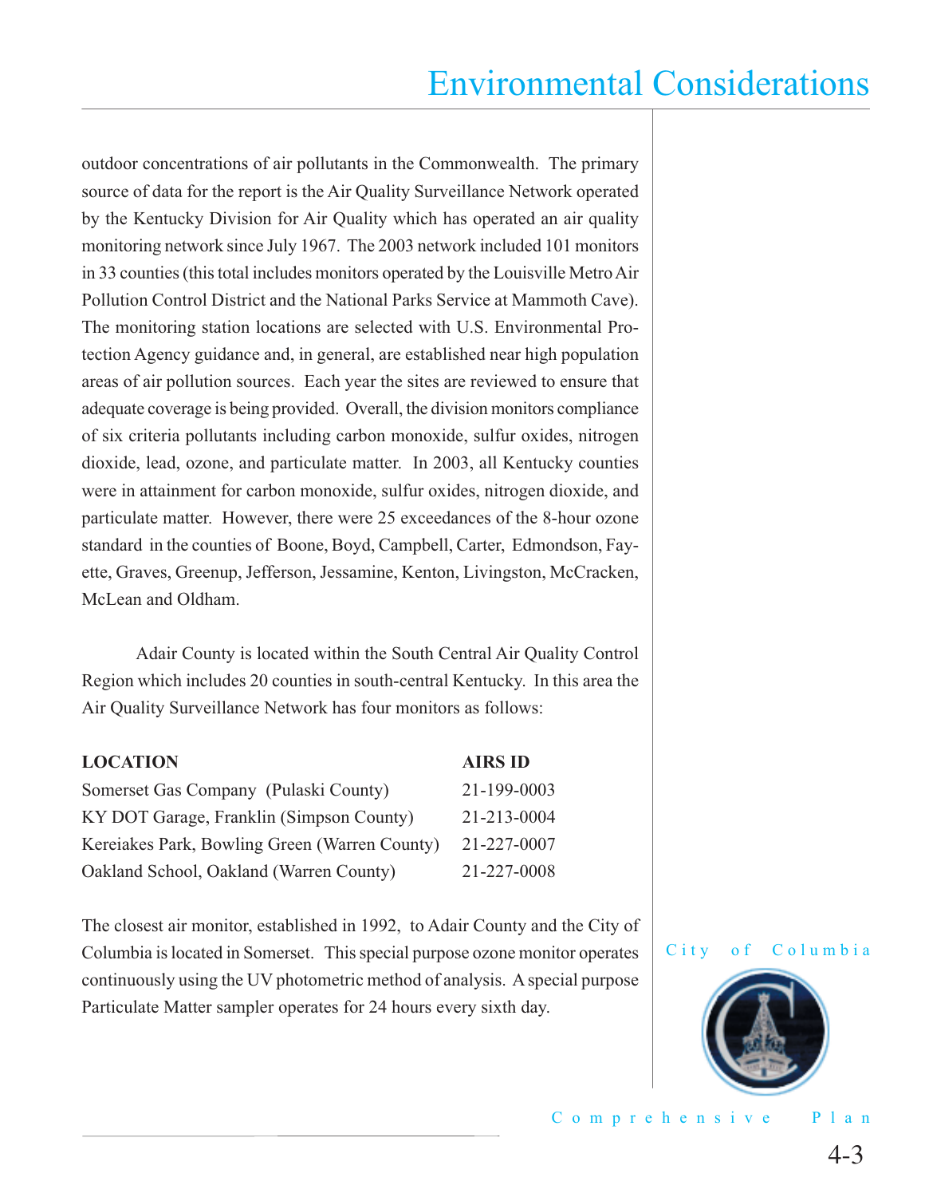outdoor concentrations of air pollutants in the Commonwealth. The primary source of data for the report is the Air Quality Surveillance Network operated by the Kentucky Division for Air Quality which has operated an air quality monitoring network since July 1967. The 2003 network included 101 monitors in 33 counties (this total includes monitors operated by the Louisville Metro Air Pollution Control District and the National Parks Service at Mammoth Cave). The monitoring station locations are selected with U.S. Environmental Protection Agency guidance and, in general, are established near high population areas of air pollution sources. Each year the sites are reviewed to ensure that adequate coverage is being provided. Overall, the division monitors compliance of six criteria pollutants including carbon monoxide, sulfur oxides, nitrogen dioxide, lead, ozone, and particulate matter. In 2003, all Kentucky counties were in attainment for carbon monoxide, sulfur oxides, nitrogen dioxide, and particulate matter. However, there were 25 exceedances of the 8-hour ozone standard in the counties of Boone, Boyd, Campbell, Carter, Edmondson, Fayette, Graves, Greenup, Jefferson, Jessamine, Kenton, Livingston, McCracken, McLean and Oldham.

Adair County is located within the South Central Air Quality Control Region which includes 20 counties in south-central Kentucky. In this area the Air Quality Surveillance Network has four monitors as follows:

| LOCATION | AIRS ID |
|---|---|
| Somerset Gas Company (Pulaski County) | 21-199-0003 |
| KY DOT Garage, Franklin (Simpson County) | 21-213-0004 |
| Kereiakes Park, Bowling Green (Warren County) | 21-227-0007 |
| Oakland School, Oakland (Warren County) | 21-227-0008 |

The closest air monitor, established in 1992, to Adair County and the City of Columbia is located in Somerset. This special purpose ozone monitor operates continuously using the UV photometric method of analysis. A special purpose Particulate Matter sampler operates for 24 hours every sixth day.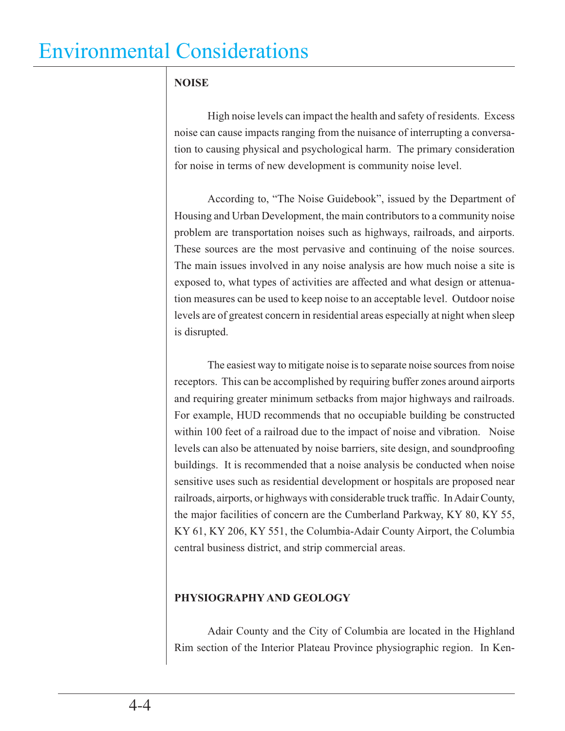# Environmental Considerations

**NOISE**

High noise levels can impact the health and safety of residents. Excess noise can cause impacts ranging from the nuisance of interrupting a conversation to causing physical and psychological harm. The primary consideration for noise in terms of new development is community noise level.

According to, "The Noise Guidebook", issued by the Department of Housing and Urban Development, the main contributors to a community noise problem are transportation noises such as highways, railroads, and airports. These sources are the most pervasive and continuing of the noise sources. The main issues involved in any noise analysis are how much noise a site is exposed to, what types of activities are affected and what design or attenuation measures can be used to keep noise to an acceptable level. Outdoor noise levels are of greatest concern in residential areas especially at night when sleep is disrupted.

The easiest way to mitigate noise is to separate noise sources from noise receptors. This can be accomplished by requiring buffer zones around airports and requiring greater minimum setbacks from major highways and railroads. For example, HUD recommends that no occupiable building be constructed within 100 feet of a railroad due to the impact of noise and vibration. Noise levels can also be attenuated by noise barriers, site design, and soundproofing buildings. It is recommended that a noise analysis be conducted when noise sensitive uses such as residential development or hospitals are proposed near railroads, airports, or highways with considerable truck traffic. In Adair County, the major facilities of concern are the Cumberland Parkway, KY 80, KY 55, KY 61, KY 206, KY 551, the Columbia-Adair County Airport, the Columbia central business district, and strip commercial areas.

**PHYSIOGRAPHY AND GEOLOGY**

Adair County and the City of Columbia are located in the Highland Rim section of the Interior Plateau Province physiographic region. In Ken-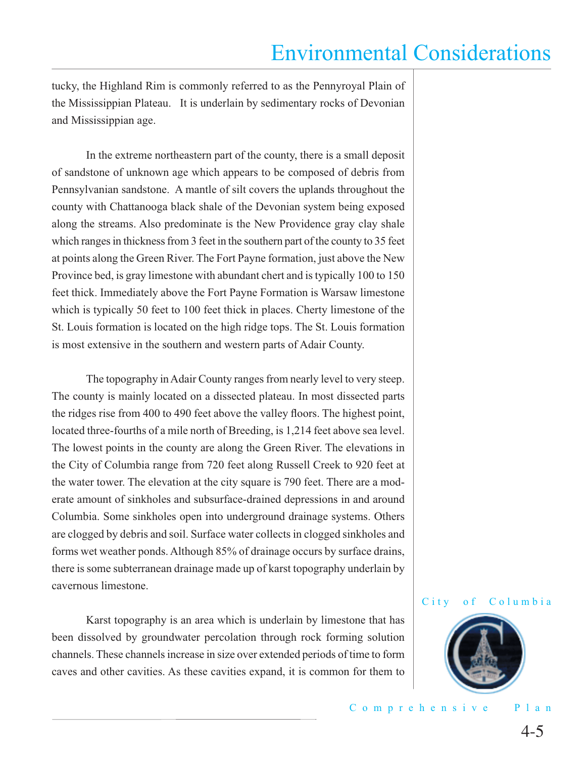tucky, the Highland Rim is commonly referred to as the Pennyroyal Plain of the Mississippian Plateau. It is underlain by sedimentary rocks of Devonian and Mississippian age.

In the extreme northeastern part of the county, there is a small deposit of sandstone of unknown age which appears to be composed of debris from Pennsylvanian sandstone. A mantle of silt covers the uplands throughout the county with Chattanooga black shale of the Devonian system being exposed along the streams. Also predominate is the New Providence gray clay shale which ranges in thickness from 3 feet in the southern part of the county to 35 feet at points along the Green River. The Fort Payne formation, just above the New Province bed, is gray limestone with abundant chert and is typically 100 to 150 feet thick. Immediately above the Fort Payne Formation is Warsaw limestone which is typically 50 feet to 100 feet thick in places. Cherty limestone of the St. Louis formation is located on the high ridge tops. The St. Louis formation is most extensive in the southern and western parts of Adair County.

The topography in Adair County ranges from nearly level to very steep. The county is mainly located on a dissected plateau. In most dissected parts the ridges rise from 400 to 490 feet above the valley floors. The highest point, located three-fourths of a mile north of Breeding, is 1,214 feet above sea level. The lowest points in the county are along the Green River. The elevations in the City of Columbia range from 720 feet along Russell Creek to 920 feet at the water tower. The elevation at the city square is 790 feet. There are a moderate amount of sinkholes and subsurface-drained depressions in and around Columbia. Some sinkholes open into underground drainage systems. Others are clogged by debris and soil. Surface water collects in clogged sinkholes and forms wet weather ponds. Although 85% of drainage occurs by surface drains, there is some subterranean drainage made up of karst topography underlain by cavernous limestone.

Karst topography is an area which is underlain by limestone that has been dissolved by groundwater percolation through rock forming solution channels. These channels increase in size over extended periods of time to form caves and other cavities. As these cavities expand, it is common for them to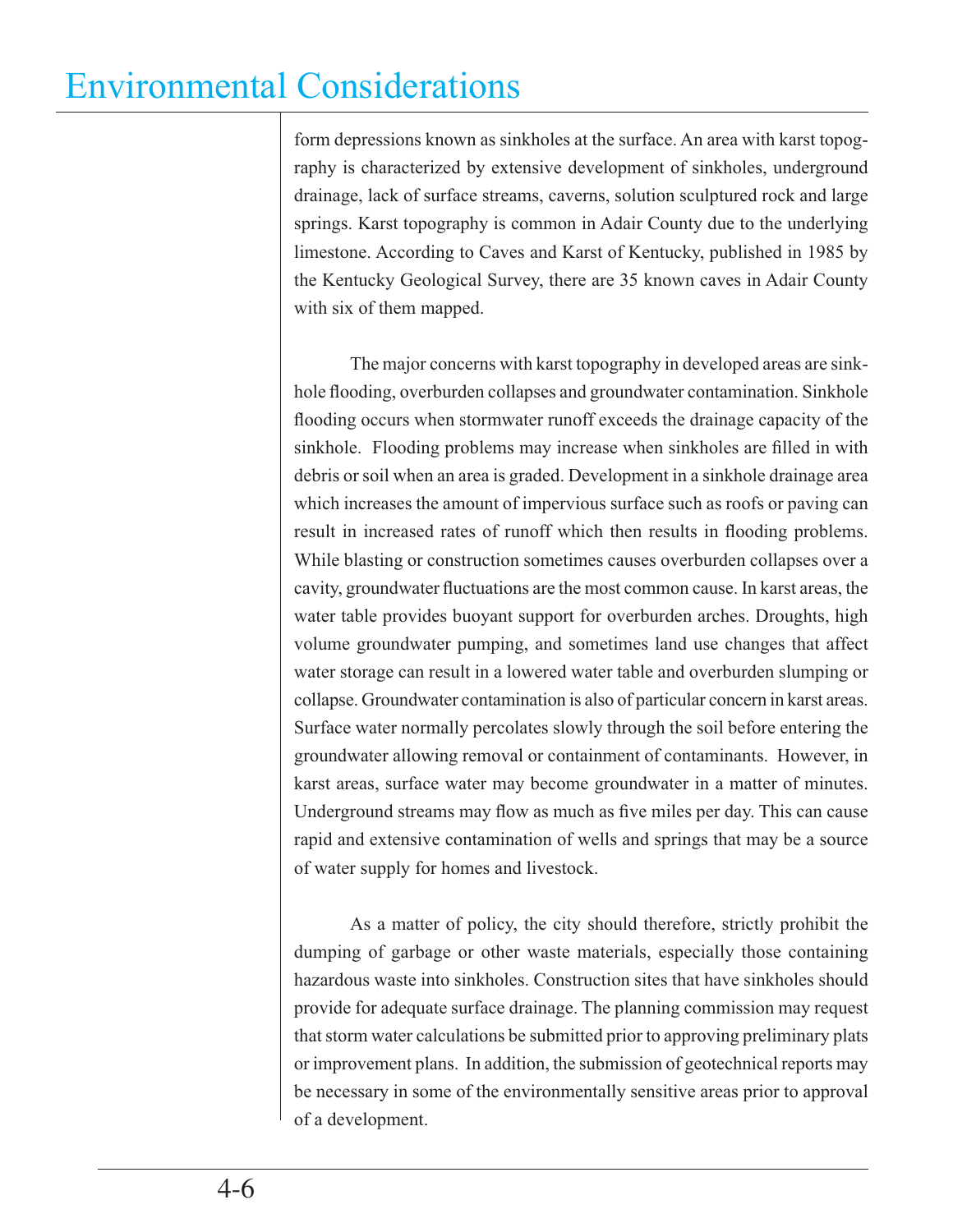form depressions known as sinkholes at the surface. An area with karst topography is characterized by extensive development of sinkholes, underground drainage, lack of surface streams, caverns, solution sculptured rock and large springs. Karst topography is common in Adair County due to the underlying limestone. According to Caves and Karst of Kentucky, published in 1985 by the Kentucky Geological Survey, there are 35 known caves in Adair County with six of them mapped.

The major concerns with karst topography in developed areas are sinkhole flooding, overburden collapses and groundwater contamination. Sinkhole flooding occurs when stormwater runoff exceeds the drainage capacity of the sinkhole. Flooding problems may increase when sinkholes are filled in with debris or soil when an area is graded. Development in a sinkhole drainage area which increases the amount of impervious surface such as roofs or paving can result in increased rates of runoff which then results in flooding problems. While blasting or construction sometimes causes overburden collapses over a cavity, groundwater fluctuations are the most common cause. In karst areas, the water table provides buoyant support for overburden arches. Droughts, high volume groundwater pumping, and sometimes land use changes that affect water storage can result in a lowered water table and overburden slumping or collapse. Groundwater contamination is also of particular concern in karst areas. Surface water normally percolates slowly through the soil before entering the groundwater allowing removal or containment of contaminants. However, in karst areas, surface water may become groundwater in a matter of minutes. Underground streams may flow as much as five miles per day. This can cause rapid and extensive contamination of wells and springs that may be a source of water supply for homes and livestock.

As a matter of policy, the city should therefore, strictly prohibit the dumping of garbage or other waste materials, especially those containing hazardous waste into sinkholes. Construction sites that have sinkholes should provide for adequate surface drainage. The planning commission may request that storm water calculations be submitted prior to approving preliminary plats or improvement plans. In addition, the submission of geotechnical reports may be necessary in some of the environmentally sensitive areas prior to approval of a development.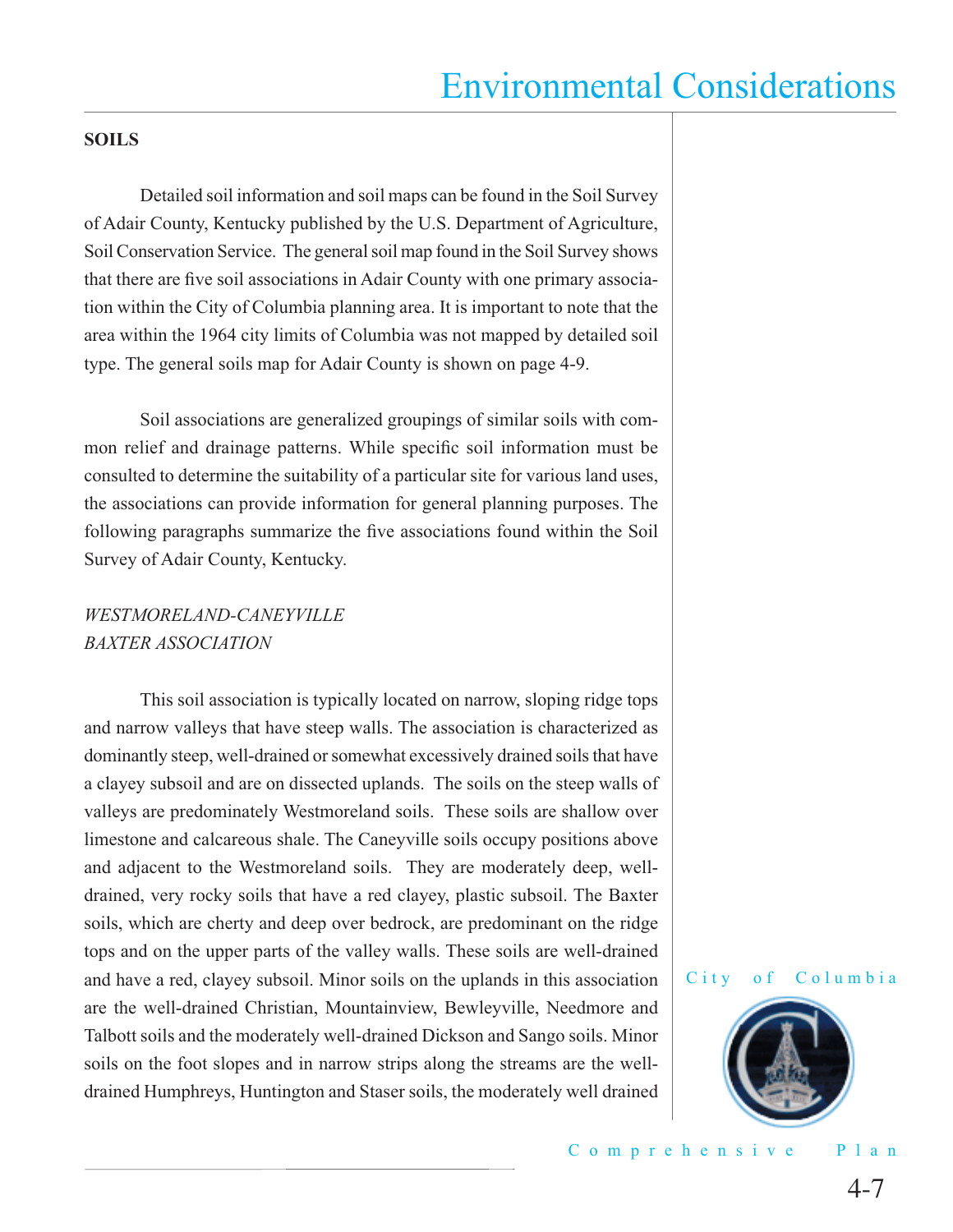## SOILS

Detailed soil information and soil maps can be found in the Soil Survey of Adair County, Kentucky published by the U.S. Department of Agriculture, Soil Conservation Service. The general soil map found in the Soil Survey shows that there are five soil associations in Adair County with one primary association within the City of Columbia planning area. It is important to note that the area within the 1964 city limits of Columbia was not mapped by detailed soil type. The general soils map for Adair County is shown on page 4-9.

Soil associations are generalized groupings of similar soils with common relief and drainage patterns. While specific soil information must be consulted to determine the suitability of a particular site for various land uses, the associations can provide information for general planning purposes. The following paragraphs summarize the five associations found within the Soil Survey of Adair County, Kentucky.

### *WESTMORELAND-CANEYVILLE BAXTER ASSOCIATION*

This soil association is typically located on narrow, sloping ridge tops and narrow valleys that have steep walls. The association is characterized as dominantly steep, well-drained or somewhat excessively drained soils that have a clayey subsoil and are on dissected uplands. The soils on the steep walls of valleys are predominately Westmoreland soils. These soils are shallow over limestone and calcareous shale. The Caneyville soils occupy positions above and adjacent to the Westmoreland soils. They are moderately deep, well-drained, very rocky soils that have a red clayey, plastic subsoil. The Baxter soils, which are cherty and deep over bedrock, are predominant on the ridge tops and on the upper parts of the valley walls. These soils are well-drained and have a red, clayey subsoil. Minor soils on the uplands in this association are the well-drained Christian, Mountainview, Bewleyville, Needmore and Talbott soils and the moderately well-drained Dickson and Sango soils. Minor soils on the foot slopes and in narrow strips along the streams are the well-drained Humphreys, Huntington and Staser soils, the moderately well drained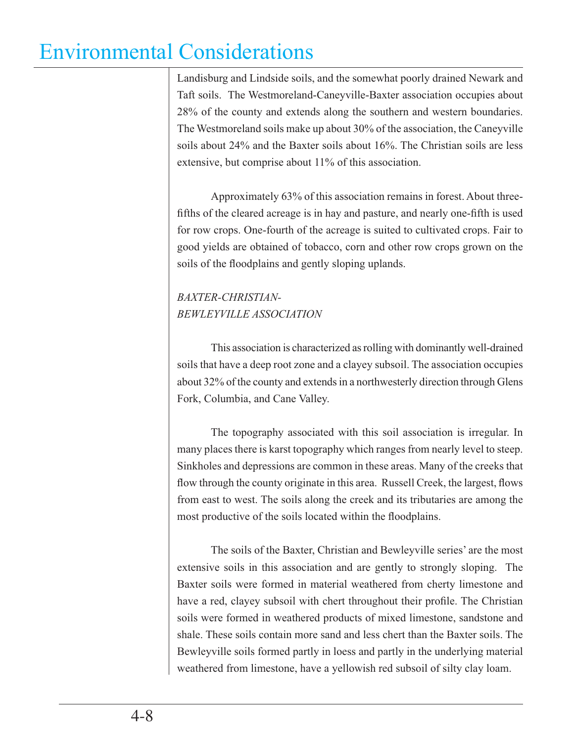# Environmental Considerations

Landisburg and Lindside soils, and the somewhat poorly drained Newark and Taft soils. The Westmoreland-Caneyville-Baxter association occupies about 28% of the county and extends along the southern and western boundaries. The Westmoreland soils make up about 30% of the association, the Caneyville soils about 24% and the Baxter soils about 16%. The Christian soils are less extensive, but comprise about 11% of this association.

Approximately 63% of this association remains in forest. About three-fifths of the cleared acreage is in hay and pasture, and nearly one-fifth is used for row crops. One-fourth of the acreage is suited to cultivated crops. Fair to good yields are obtained of tobacco, corn and other row crops grown on the soils of the floodplains and gently sloping uplands.

*BAXTER-CHRISTIAN-BEWLEYVILLE ASSOCIATION*

This association is characterized as rolling with dominantly well-drained soils that have a deep root zone and a clayey subsoil. The association occupies about 32% of the county and extends in a northwesterly direction through Glens Fork, Columbia, and Cane Valley.

The topography associated with this soil association is irregular. In many places there is karst topography which ranges from nearly level to steep. Sinkholes and depressions are common in these areas. Many of the creeks that flow through the county originate in this area. Russell Creek, the largest, flows from east to west. The soils along the creek and its tributaries are among the most productive of the soils located within the floodplains.

The soils of the Baxter, Christian and Bewleyville series' are the most extensive soils in this association and are gently to strongly sloping. The Baxter soils were formed in material weathered from cherty limestone and have a red, clayey subsoil with chert throughout their profile. The Christian soils were formed in weathered products of mixed limestone, sandstone and shale. These soils contain more sand and less chert than the Baxter soils. The Bewleyville soils formed partly in loess and partly in the underlying material weathered from limestone, have a yellowish red subsoil of silty clay loam.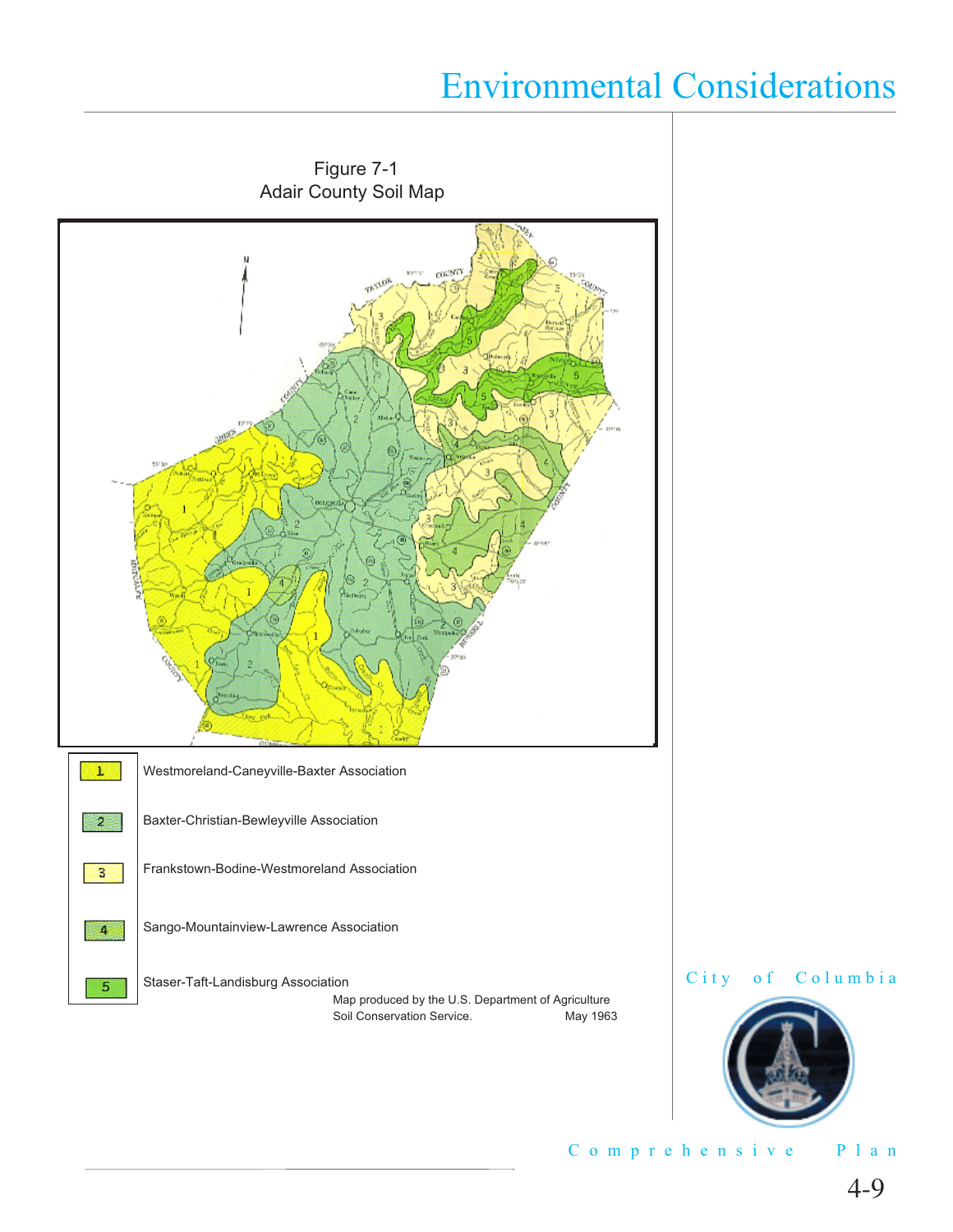Figure 7-1
Adair County Soil Map

1 Westmoreland-Caneyville-Baxter Association

2 Baxter-Christian-Bewleyville Association

3 Frankstown-Bodine-Westmoreland Association

4 Sango-Mountainview-Lawrence Association

5 Staser-Taft-Landisburg Association

Map produced by the U.S. Department of Agriculture Soil Conservation Service. May 1963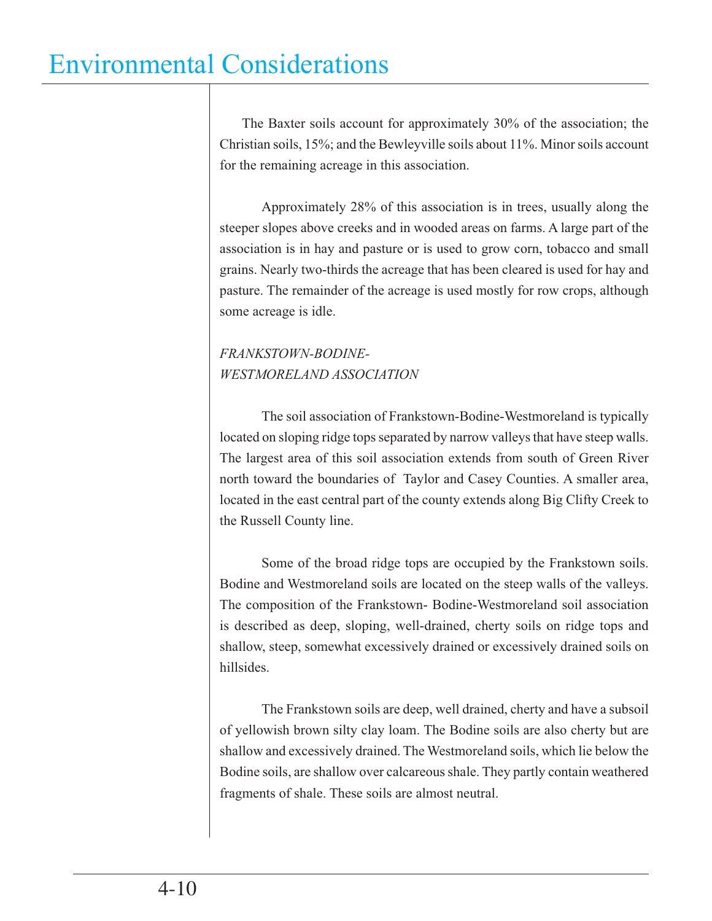The Baxter soils account for approximately 30% of the association; the Christian soils, 15%; and the Bewleyville soils about 11%. Minor soils account for the remaining acreage in this association.

Approximately 28% of this association is in trees, usually along the steeper slopes above creeks and in wooded areas on farms. A large part of the association is in hay and pasture or is used to grow corn, tobacco and small grains. Nearly two-thirds the acreage that has been cleared is used for hay and pasture. The remainder of the acreage is used mostly for row crops, although some acreage is idle.

*FRANKSTOWN-BODINE-WESTMORELAND ASSOCIATION*

The soil association of Frankstown-Bodine-Westmoreland is typically located on sloping ridge tops separated by narrow valleys that have steep walls. The largest area of this soil association extends from south of Green River north toward the boundaries of Taylor and Casey Counties. A smaller area, located in the east central part of the county extends along Big Clifty Creek to the Russell County line.

Some of the broad ridge tops are occupied by the Frankstown soils. Bodine and Westmoreland soils are located on the steep walls of the valleys. The composition of the Frankstown- Bodine-Westmoreland soil association is described as deep, sloping, well-drained, cherty soils on ridge tops and shallow, steep, somewhat excessively drained or excessively drained soils on hillsides.

The Frankstown soils are deep, well drained, cherty and have a subsoil of yellowish brown silty clay loam. The Bodine soils are also cherty but are shallow and excessively drained. The Westmoreland soils, which lie below the Bodine soils, are shallow over calcareous shale. They partly contain weathered fragments of shale. These soils are almost neutral.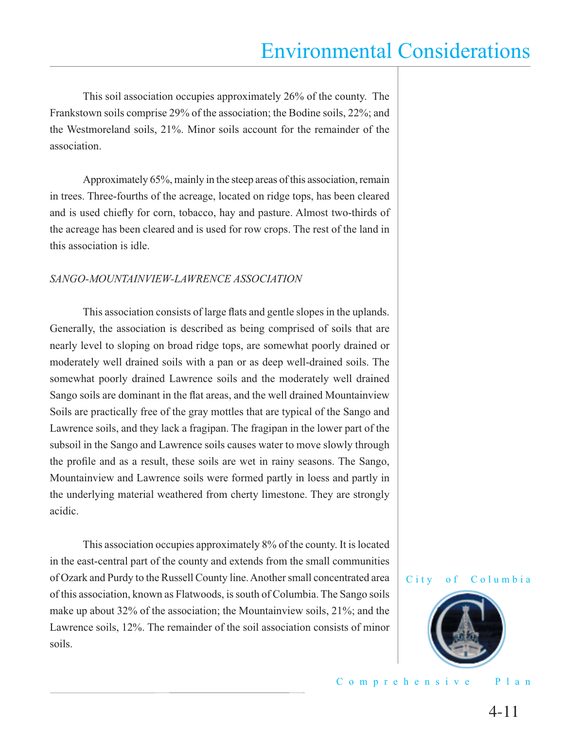This soil association occupies approximately 26% of the county. The Frankstown soils comprise 29% of the association; the Bodine soils, 22%; and the Westmoreland soils, 21%. Minor soils account for the remainder of the association.

Approximately 65%, mainly in the steep areas of this association, remain in trees. Three-fourths of the acreage, located on ridge tops, has been cleared and is used chiefly for corn, tobacco, hay and pasture. Almost two-thirds of the acreage has been cleared and is used for row crops. The rest of the land in this association is idle.

*SANGO-MOUNTAINVIEW-LAWRENCE ASSOCIATION*

This association consists of large flats and gentle slopes in the uplands. Generally, the association is described as being comprised of soils that are nearly level to sloping on broad ridge tops, are somewhat poorly drained or moderately well drained soils with a pan or as deep well-drained soils. The somewhat poorly drained Lawrence soils and the moderately well drained Sango soils are dominant in the flat areas, and the well drained Mountainview Soils are practically free of the gray mottles that are typical of the Sango and Lawrence soils, and they lack a fragipan. The fragipan in the lower part of the subsoil in the Sango and Lawrence soils causes water to move slowly through the profile and as a result, these soils are wet in rainy seasons. The Sango, Mountainview and Lawrence soils were formed partly in loess and partly in the underlying material weathered from cherty limestone. They are strongly acidic.

This association occupies approximately 8% of the county. It is located in the east-central part of the county and extends from the small communities of Ozark and Purdy to the Russell County line. Another small concentrated area of this association, known as Flatwoods, is south of Columbia. The Sango soils make up about 32% of the association; the Mountainview soils, 21%; and the Lawrence soils, 12%. The remainder of the soil association consists of minor soils.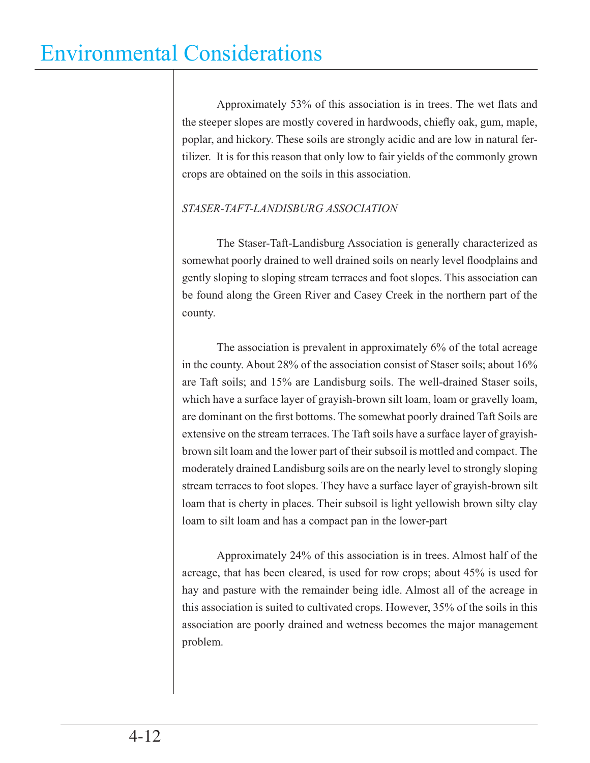Approximately 53% of this association is in trees. The wet flats and the steeper slopes are mostly covered in hardwoods, chiefly oak, gum, maple, poplar, and hickory. These soils are strongly acidic and are low in natural fertilizer. It is for this reason that only low to fair yields of the commonly grown crops are obtained on the soils in this association.

*STASER-TAFT-LANDISBURG ASSOCIATION*

The Staser-Taft-Landisburg Association is generally characterized as somewhat poorly drained to well drained soils on nearly level floodplains and gently sloping to sloping stream terraces and foot slopes. This association can be found along the Green River and Casey Creek in the northern part of the county.

The association is prevalent in approximately 6% of the total acreage in the county. About 28% of the association consist of Staser soils; about 16% are Taft soils; and 15% are Landisburg soils. The well-drained Staser soils, which have a surface layer of grayish-brown silt loam, loam or gravelly loam, are dominant on the first bottoms. The somewhat poorly drained Taft Soils are extensive on the stream terraces. The Taft soils have a surface layer of grayish-brown silt loam and the lower part of their subsoil is mottled and compact. The moderately drained Landisburg soils are on the nearly level to strongly sloping stream terraces to foot slopes. They have a surface layer of grayish-brown silt loam that is cherty in places. Their subsoil is light yellowish brown silty clay loam to silt loam and has a compact pan in the lower-part

Approximately 24% of this association is in trees. Almost half of the acreage, that has been cleared, is used for row crops; about 45% is used for hay and pasture with the remainder being idle. Almost all of the acreage in this association is suited to cultivated crops. However, 35% of the soils in this association are poorly drained and wetness becomes the major management problem.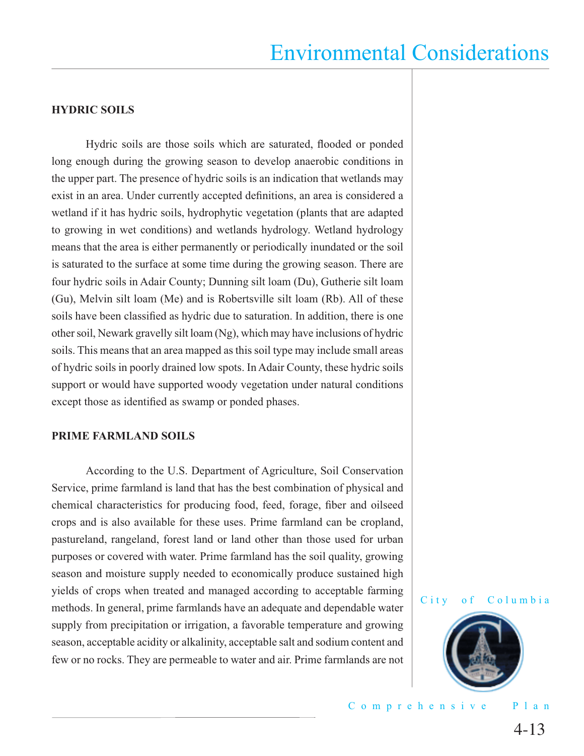## HYDRIC SOILS

Hydric soils are those soils which are saturated, flooded or ponded long enough during the growing season to develop anaerobic conditions in the upper part. The presence of hydric soils is an indication that wetlands may exist in an area. Under currently accepted definitions, an area is considered a wetland if it has hydric soils, hydrophytic vegetation (plants that are adapted to growing in wet conditions) and wetlands hydrology. Wetland hydrology means that the area is either permanently or periodically inundated or the soil is saturated to the surface at some time during the growing season. There are four hydric soils in Adair County; Dunning silt loam (Du), Gutherie silt loam (Gu), Melvin silt loam (Me) and is Robertsville silt loam (Rb). All of these soils have been classified as hydric due to saturation. In addition, there is one other soil, Newark gravelly silt loam (Ng), which may have inclusions of hydric soils. This means that an area mapped as this soil type may include small areas of hydric soils in poorly drained low spots. In Adair County, these hydric soils support or would have supported woody vegetation under natural conditions except those as identified as swamp or ponded phases.

## PRIME FARMLAND SOILS

According to the U.S. Department of Agriculture, Soil Conservation Service, prime farmland is land that has the best combination of physical and chemical characteristics for producing food, feed, forage, fiber and oilseed crops and is also available for these uses. Prime farmland can be cropland, pastureland, rangeland, forest land or land other than those used for urban purposes or covered with water. Prime farmland has the soil quality, growing season and moisture supply needed to economically produce sustained high yields of crops when treated and managed according to acceptable farming methods. In general, prime farmlands have an adequate and dependable water supply from precipitation or irrigation, a favorable temperature and growing season, acceptable acidity or alkalinity, acceptable salt and sodium content and few or no rocks. They are permeable to water and air. Prime farmlands are not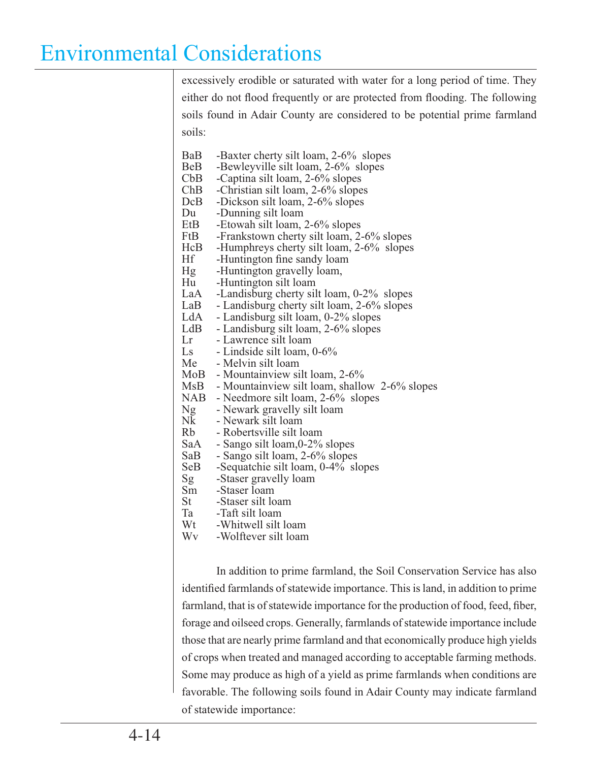excessively erodible or saturated with water for a long period of time. They either do not flood frequently or are protected from flooding. The following soils found in Adair County are considered to be potential prime farmland soils:

| | |
|---|---|
| BaB | -Baxter cherty silt loam, 2-6% slopes |
| BeB | -Bewleyville silt loam, 2-6% slopes |
| CbB | -Captina silt loam, 2-6% slopes |
| ChB | -Christian silt loam, 2-6% slopes |
| DcB | -Dickson silt loam, 2-6% slopes |
| Du | -Dunning silt loam |
| EtB | -Etowah silt loam, 2-6% slopes |
| FtB | -Frankstown cherty silt loam, 2-6% slopes |
| HcB | -Humphreys cherty silt loam, 2-6% slopes |
| Hf | -Huntington fine sandy loam |
| Hg | -Huntington gravelly loam, |
| Hu | -Huntington silt loam |
| LaA | -Landisburg cherty silt loam, 0-2% slopes |
| LaB | - Landisburg cherty silt loam, 2-6% slopes |
| LdA | - Landisburg silt loam, 0-2% slopes |
| LdB | - Landisburg silt loam, 2-6% slopes |
| Lr | - Lawrence silt loam |
| Ls | - Lindside silt loam, 0-6% |
| Me | - Melvin silt loam |
| MoB | - Mountainview silt loam, 2-6% |
| MsB | - Mountainview silt loam, shallow 2-6% slopes |
| NAB | - Needmore silt loam, 2-6% slopes |
| Ng | - Newark gravelly silt loam |
| Nk | - Newark silt loam |
| Rb | - Robertsville silt loam |
| SaA | - Sango silt loam,0-2% slopes |
| SaB | - Sango silt loam, 2-6% slopes |
| SeB | -Sequatchie silt loam, 0-4% slopes |
| Sg | -Staser gravelly loam |
| Sm | -Staser loam |
| St | -Staser silt loam |
| Ta | -Taft silt loam |
| Wt | -Whitwell silt loam |
| Wv | -Wolftever silt loam |

In addition to prime farmland, the Soil Conservation Service has also identified farmlands of statewide importance. This is land, in addition to prime farmland, that is of statewide importance for the production of food, feed, fiber, forage and oilseed crops. Generally, farmlands of statewide importance include those that are nearly prime farmland and that economically produce high yields of crops when treated and managed according to acceptable farming methods. Some may produce as high of a yield as prime farmlands when conditions are favorable. The following soils found in Adair County may indicate farmland of statewide importance: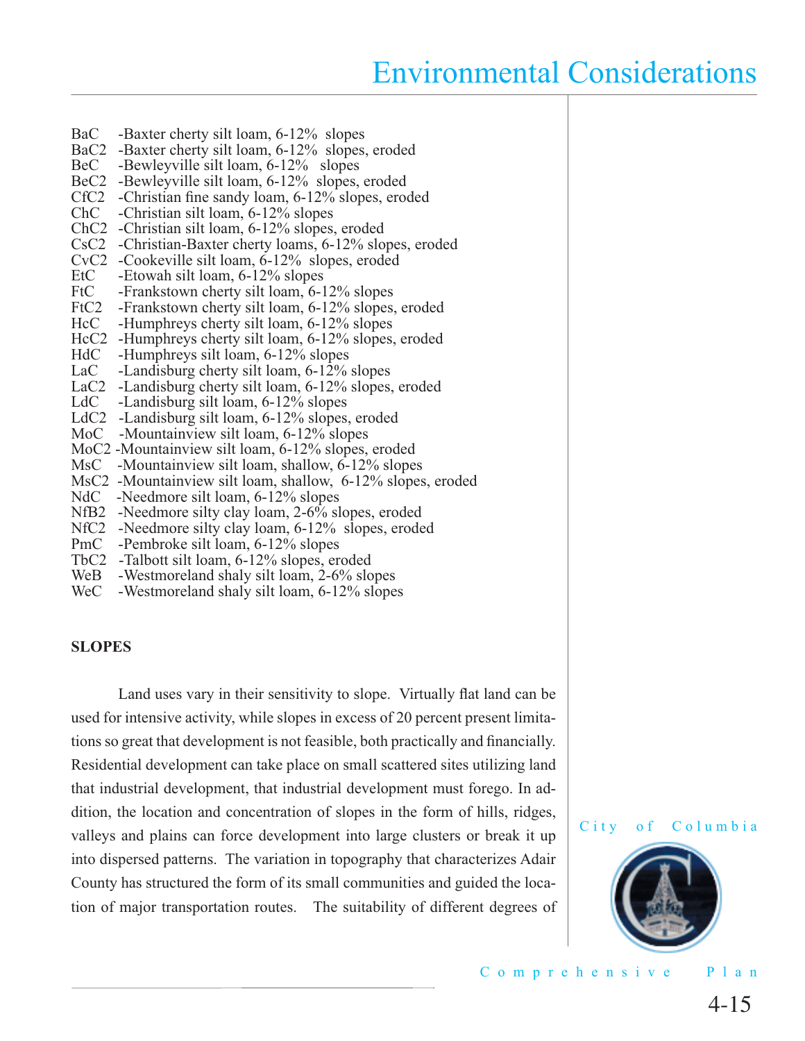BaC -Baxter cherty silt loam, 6-12% slopes
BaC2 -Baxter cherty silt loam, 6-12% slopes, eroded
BeC -Bewleyville silt loam, 6-12% slopes
BeC2 -Bewleyville silt loam, 6-12% slopes, eroded
CfC2 -Christian fine sandy loam, 6-12% slopes, eroded
ChC -Christian silt loam, 6-12% slopes
ChC2 -Christian silt loam, 6-12% slopes, eroded
CsC2 -Christian-Baxter cherty loams, 6-12% slopes, eroded
CvC2 -Cookeville silt loam, 6-12% slopes, eroded
EtC -Etowah silt loam, 6-12% slopes
FtC -Frankstown cherty silt loam, 6-12% slopes
FtC2 -Frankstown cherty silt loam, 6-12% slopes, eroded
HcC -Humphreys cherty silt loam, 6-12% slopes
HcC2 -Humphreys cherty silt loam, 6-12% slopes, eroded
HdC -Humphreys silt loam, 6-12% slopes
LaC -Landisburg cherty silt loam, 6-12% slopes
LaC2 -Landisburg cherty silt loam, 6-12% slopes, eroded
LdC -Landisburg silt loam, 6-12% slopes
LdC2 -Landisburg silt loam, 6-12% slopes, eroded
MoC -Mountainview silt loam, 6-12% slopes
MoC2 -Mountainview silt loam, 6-12% slopes, eroded
MsC -Mountainview silt loam, shallow, 6-12% slopes
MsC2 -Mountainview silt loam, shallow, 6-12% slopes, eroded
NdC -Needmore silt loam, 6-12% slopes
NfB2 -Needmore silty clay loam, 2-6% slopes, eroded
NfC2 -Needmore silty clay loam, 6-12% slopes, eroded
PmC -Pembroke silt loam, 6-12% slopes
TbC2 -Talbott silt loam, 6-12% slopes, eroded
WeB -Westmoreland shaly silt loam, 2-6% slopes
WeC -Westmoreland shaly silt loam, 6-12% slopes

**SLOPES**

Land uses vary in their sensitivity to slope. Virtually flat land can be used for intensive activity, while slopes in excess of 20 percent present limitations so great that development is not feasible, both practically and financially. Residential development can take place on small scattered sites utilizing land that industrial development, that industrial development must forego. In addition, the location and concentration of slopes in the form of hills, ridges, valleys and plains can force development into large clusters or break it up into dispersed patterns. The variation in topography that characterizes Adair County has structured the form of its small communities and guided the location of major transportation routes. The suitability of different degrees of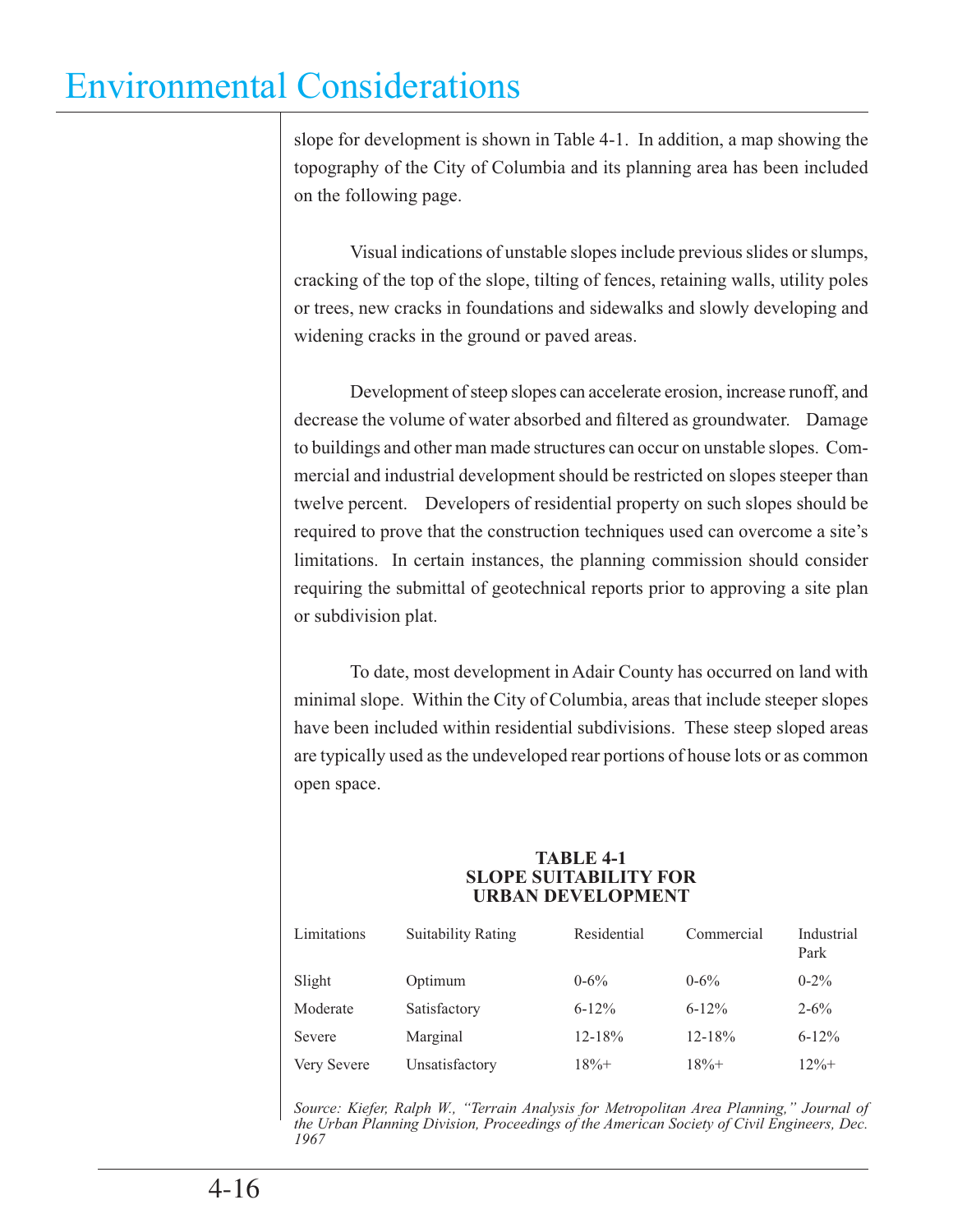slope for development is shown in Table 4-1. In addition, a map showing the topography of the City of Columbia and its planning area has been included on the following page.

Visual indications of unstable slopes include previous slides or slumps, cracking of the top of the slope, tilting of fences, retaining walls, utility poles or trees, new cracks in foundations and sidewalks and slowly developing and widening cracks in the ground or paved areas.

Development of steep slopes can accelerate erosion, increase runoff, and decrease the volume of water absorbed and filtered as groundwater. Damage to buildings and other man made structures can occur on unstable slopes. Commercial and industrial development should be restricted on slopes steeper than twelve percent. Developers of residential property on such slopes should be required to prove that the construction techniques used can overcome a site's limitations. In certain instances, the planning commission should consider requiring the submittal of geotechnical reports prior to approving a site plan or subdivision plat.

To date, most development in Adair County has occurred on land with minimal slope. Within the City of Columbia, areas that include steeper slopes have been included within residential subdivisions. These steep sloped areas are typically used as the undeveloped rear portions of house lots or as common open space.

**TABLE 4-1**
**SLOPE SUITABILITY FOR URBAN DEVELOPMENT**

| Limitations | Suitability Rating | Residential | Commercial | Industrial Park |
|---|---|---|---|---|
| Slight | Optimum | 0-6% | 0-6% | 0-2% |
| Moderate | Satisfactory | 6-12% | 6-12% | 2-6% |
| Severe | Marginal | 12-18% | 12-18% | 6-12% |
| Very Severe | Unsatisfactory | 18%+ | 18%+ | 12%+ |

*Source: Kiefer, Ralph W., "Terrain Analysis for Metropolitan Area Planning," Journal of the Urban Planning Division, Proceedings of the American Society of Civil Engineers, Dec. 1967*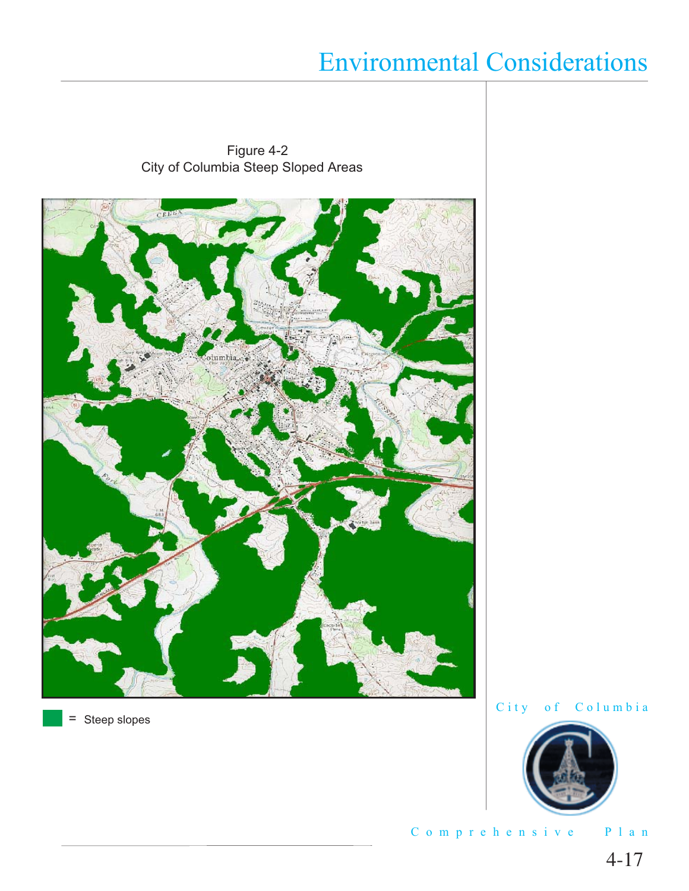Figure 4-2
City of Columbia Steep Sloped Areas

= Steep slopes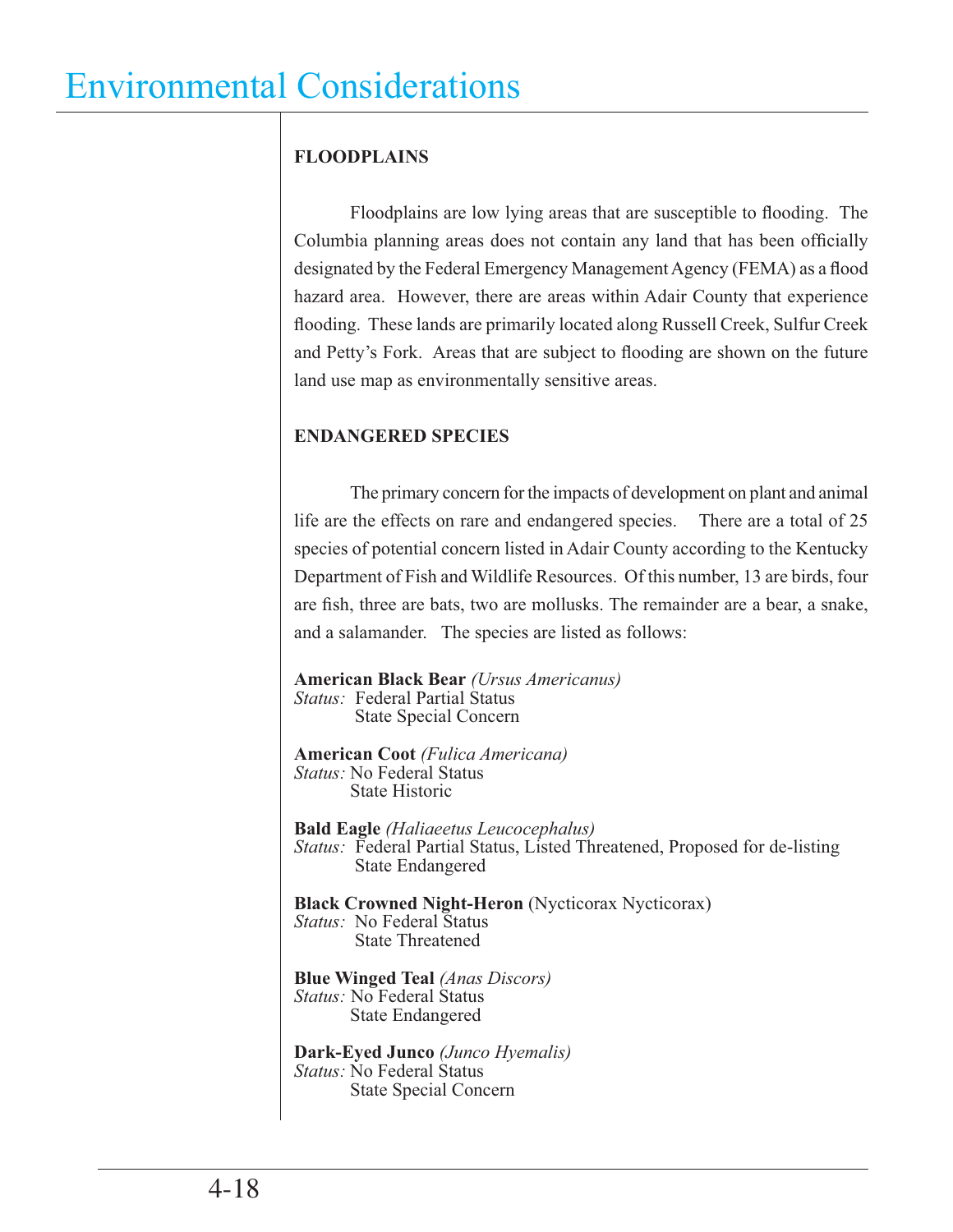# Environmental Considerations

**FLOODPLAINS**

Floodplains are low lying areas that are susceptible to flooding. The Columbia planning areas does not contain any land that has been officially designated by the Federal Emergency Management Agency (FEMA) as a flood hazard area. However, there are areas within Adair County that experience flooding. These lands are primarily located along Russell Creek, Sulfur Creek and Petty's Fork. Areas that are subject to flooding are shown on the future land use map as environmentally sensitive areas.

**ENDANGERED SPECIES**

The primary concern for the impacts of development on plant and animal life are the effects on rare and endangered species. There are a total of 25 species of potential concern listed in Adair County according to the Kentucky Department of Fish and Wildlife Resources. Of this number, 13 are birds, four are fish, three are bats, two are mollusks. The remainder are a bear, a snake, and a salamander. The species are listed as follows:

**American Black Bear** *(Ursus Americanus)*
*Status:* Federal Partial Status
State Special Concern

**American Coot** *(Fulica Americana)*
*Status:* No Federal Status
State Historic

**Bald Eagle** *(Haliaeetus Leucocephalus)*
*Status:* Federal Partial Status, Listed Threatened, Proposed for de-listing
State Endangered

**Black Crowned Night-Heron** (Nycticorax Nycticorax)
*Status:* No Federal Status
State Threatened

**Blue Winged Teal** *(Anas Discors)*
*Status:* No Federal Status
State Endangered

**Dark-Eyed Junco** *(Junco Hyemalis)*
*Status:* No Federal Status
State Special Concern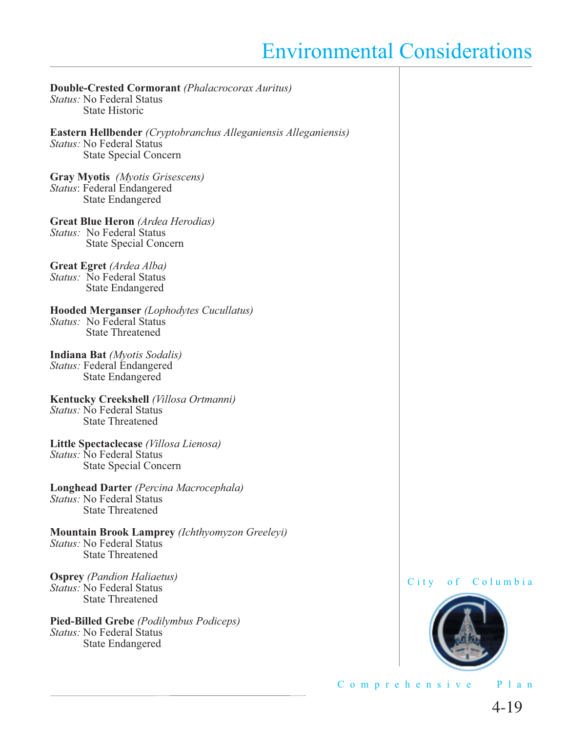**Double-Crested Cormorant** *(Phalacrocorax Auritus)*
*Status:* No Federal Status
State Historic

**Eastern Hellbender** *(Cryptobranchus Alleganiensis Alleganiensis)*
*Status:* No Federal Status
State Special Concern

**Gray Myotis** *(Myotis Grisescens)*
*Status*: Federal Endangered
State Endangered

**Great Blue Heron** *(Ardea Herodias)*
*Status:* No Federal Status
State Special Concern

**Great Egret** *(Ardea Alba)*
*Status:* No Federal Status
State Endangered

**Hooded Merganser** *(Lophodytes Cucullatus)*
*Status:* No Federal Status
State Threatened

**Indiana Bat** *(Myotis Sodalis)*
*Status:* Federal Endangered
State Endangered

**Kentucky Creekshell** *(Villosa Ortmanni)*
*Status:* No Federal Status
State Threatened

**Little Spectaclecase** *(Villosa Lienosa)*
*Status:* No Federal Status
State Special Concern

**Longhead Darter** *(Percina Macrocephala)*
*Status:* No Federal Status
State Threatened

**Mountain Brook Lamprey** *(Ichthyomyzon Greeleyi)*
*Status:* No Federal Status
State Threatened

**Osprey** *(Pandion Haliaetus)*
*Status:* No Federal Status
State Threatened

**Pied-Billed Grebe** *(Podilymbus Podiceps)*
*Status:* No Federal Status
State Endangered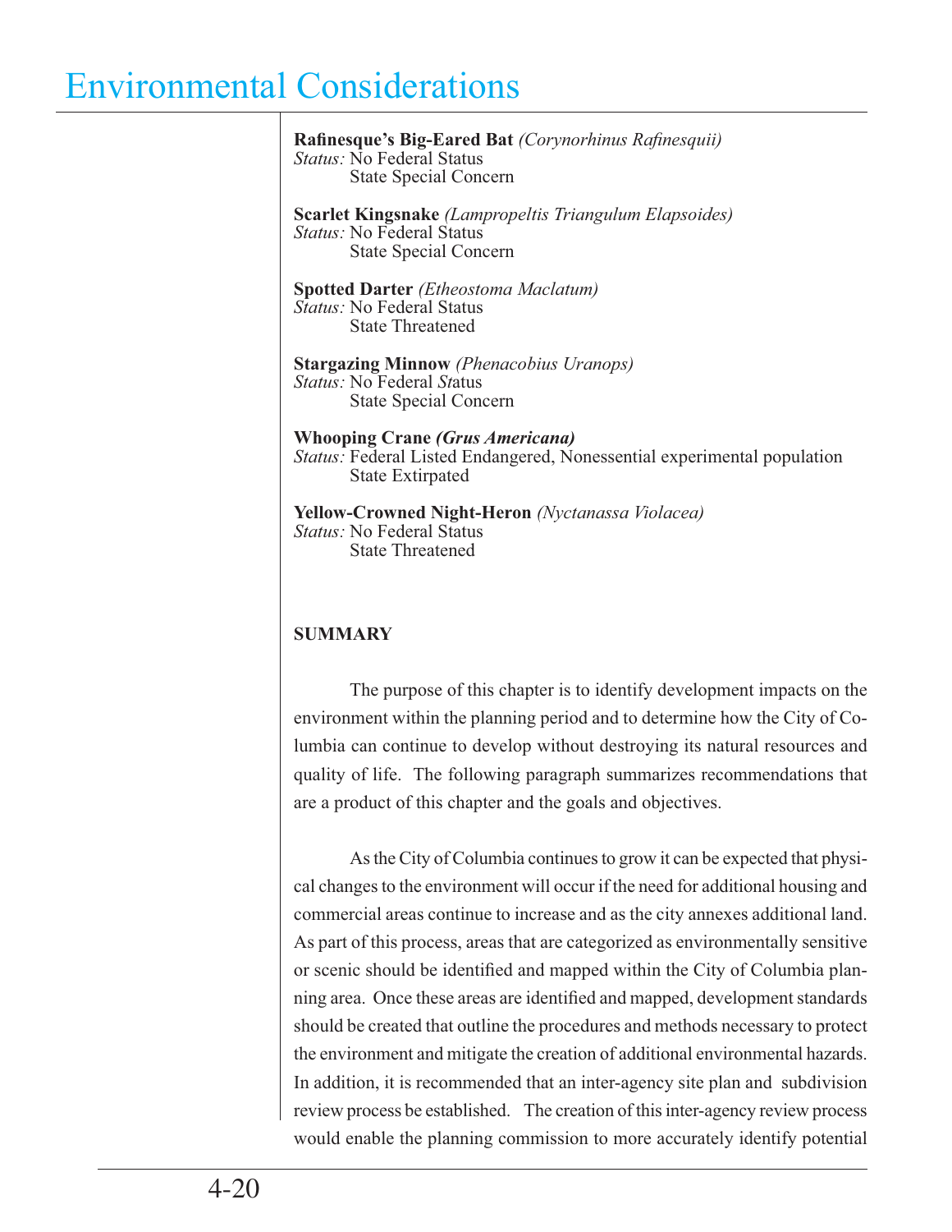**Rafinesque's Big-Eared Bat** *(Corynorhinus Rafinesquii)*
*Status:* No Federal Status
State Special Concern

**Scarlet Kingsnake** *(Lampropeltis Triangulum Elapsoides)*
*Status:* No Federal Status
State Special Concern

**Spotted Darter** *(Etheostoma Maclatum)*
*Status:* No Federal Status
State Threatened

**Stargazing Minnow** *(Phenacobius Uranops)*
*Status:* No Federal Status
State Special Concern

**Whooping Crane** ***(Grus Americana)***
*Status:* Federal Listed Endangered, Nonessential experimental population
State Extirpated

**Yellow-Crowned Night-Heron** *(Nyctanassa Violacea)*
*Status:* No Federal Status
State Threatened

**SUMMARY**

The purpose of this chapter is to identify development impacts on the environment within the planning period and to determine how the City of Columbia can continue to develop without destroying its natural resources and quality of life. The following paragraph summarizes recommendations that are a product of this chapter and the goals and objectives.

As the City of Columbia continues to grow it can be expected that physical changes to the environment will occur if the need for additional housing and commercial areas continue to increase and as the city annexes additional land. As part of this process, areas that are categorized as environmentally sensitive or scenic should be identified and mapped within the City of Columbia planning area. Once these areas are identified and mapped, development standards should be created that outline the procedures and methods necessary to protect the environment and mitigate the creation of additional environmental hazards. In addition, it is recommended that an inter-agency site plan and subdivision review process be established. The creation of this inter-agency review process would enable the planning commission to more accurately identify potential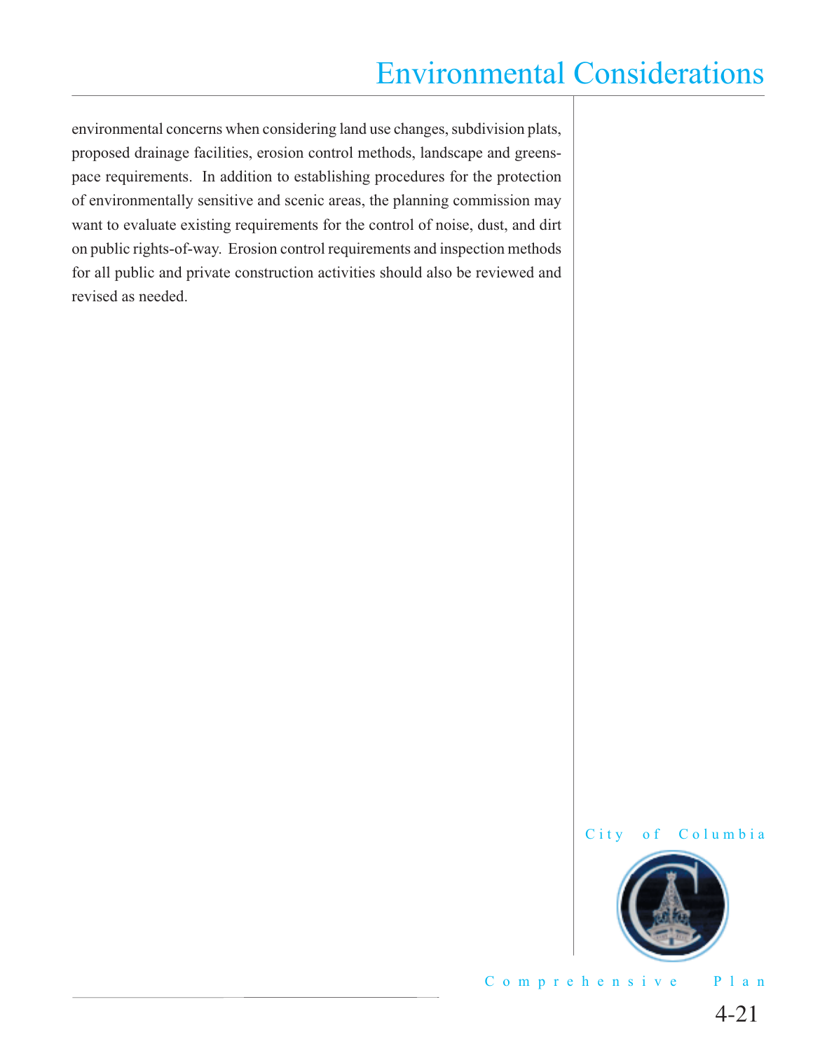environmental concerns when considering land use changes, subdivision plats, proposed drainage facilities, erosion control methods, landscape and greenspace requirements. In addition to establishing procedures for the protection of environmentally sensitive and scenic areas, the planning commission may want to evaluate existing requirements for the control of noise, dust, and dirt on public rights-of-way. Erosion control requirements and inspection methods for all public and private construction activities should also be reviewed and revised as needed.